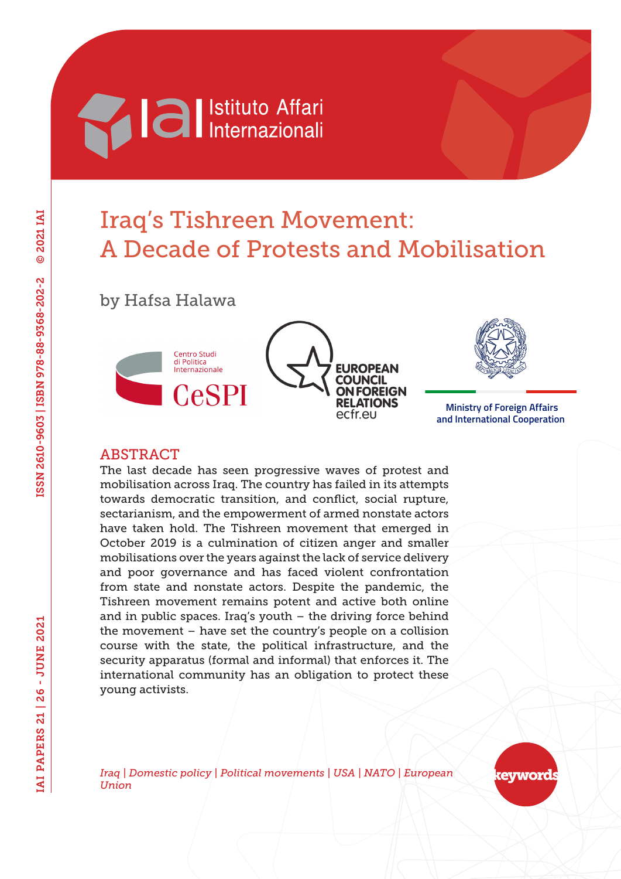# Iraq's Tishreen Movement: A Decade of Protests and Mobilisation

by Hafsa Halawa

## ABSTRACT

The last decade has seen progressive waves of protest and mobilisation across Iraq. The country has failed in its attempts towards democratic transition, and conflict, social rupture, sectarianism, and the empowerment of armed nonstate actors have taken hold. The Tishreen movement that emerged in October 2019 is a culmination of citizen anger and smaller mobilisations over the years against the lack of service delivery and poor governance and has faced violent confrontation from state and nonstate actors. Despite the pandemic, the Tishreen movement remains potent and active both online and in public spaces. Iraq's youth – the driving force behind the movement – have set the country's people on a collision course with the state, the political infrastructure, and the security apparatus (formal and informal) that enforces it. The international community has an obligation to protect these young activists.

*Iraq | Domestic policy | Political movements | USA | NATO | European Union*

keywords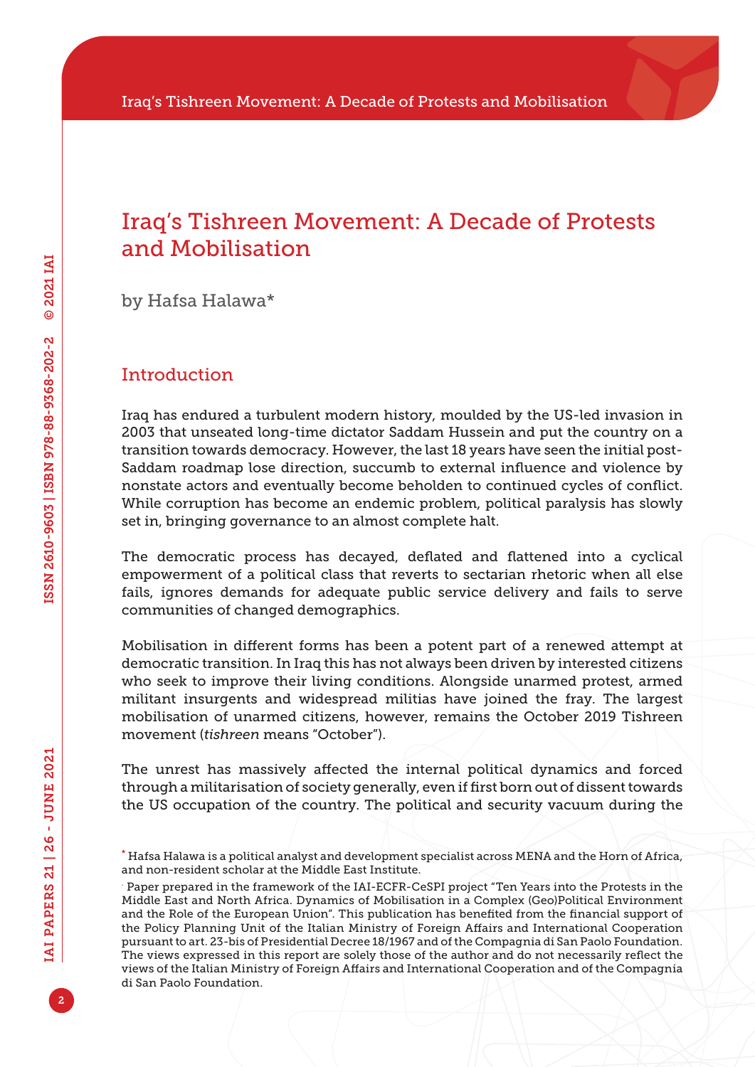# Iraq's Tishreen Movement: A Decade of Protests and Mobilisation

by Hafsa Halawa*

## Introduction

Iraq has endured a turbulent modern history, moulded by the US-led invasion in 2003 that unseated long-time dictator Saddam Hussein and put the country on a transition towards democracy. However, the last 18 years have seen the initial post-Saddam roadmap lose direction, succumb to external influence and violence by nonstate actors and eventually become beholden to continued cycles of conflict. While corruption has become an endemic problem, political paralysis has slowly set in, bringing governance to an almost complete halt.

The democratic process has decayed, deflated and flattened into a cyclical empowerment of a political class that reverts to sectarian rhetoric when all else fails, ignores demands for adequate public service delivery and fails to serve communities of changed demographics.

Mobilisation in different forms has been a potent part of a renewed attempt at democratic transition. In Iraq this has not always been driven by interested citizens who seek to improve their living conditions. Alongside unarmed protest, armed militant insurgents and widespread militias have joined the fray. The largest mobilisation of unarmed citizens, however, remains the October 2019 Tishreen movement (*tishreen* means "October").

The unrest has massively affected the internal political dynamics and forced through a militarisation of society generally, even if first born out of dissent towards the US occupation of the country. The political and security vacuum during the

---

* Hafsa Halawa is a political analyst and development specialist across MENA and the Horn of Africa, and non-resident scholar at the Middle East Institute.

. Paper prepared in the framework of the IAI-ECFR-CeSPI project "Ten Years into the Protests in the Middle East and North Africa. Dynamics of Mobilisation in a Complex (Geo)Political Environment and the Role of the European Union". This publication has benefited from the financial support of the Policy Planning Unit of the Italian Ministry of Foreign Affairs and International Cooperation pursuant to art. 23-bis of Presidential Decree 18/1967 and of the Compagnia di San Paolo Foundation. The views expressed in this report are solely those of the author and do not necessarily reflect the views of the Italian Ministry of Foreign Affairs and International Cooperation and of the Compagnia di San Paolo Foundation.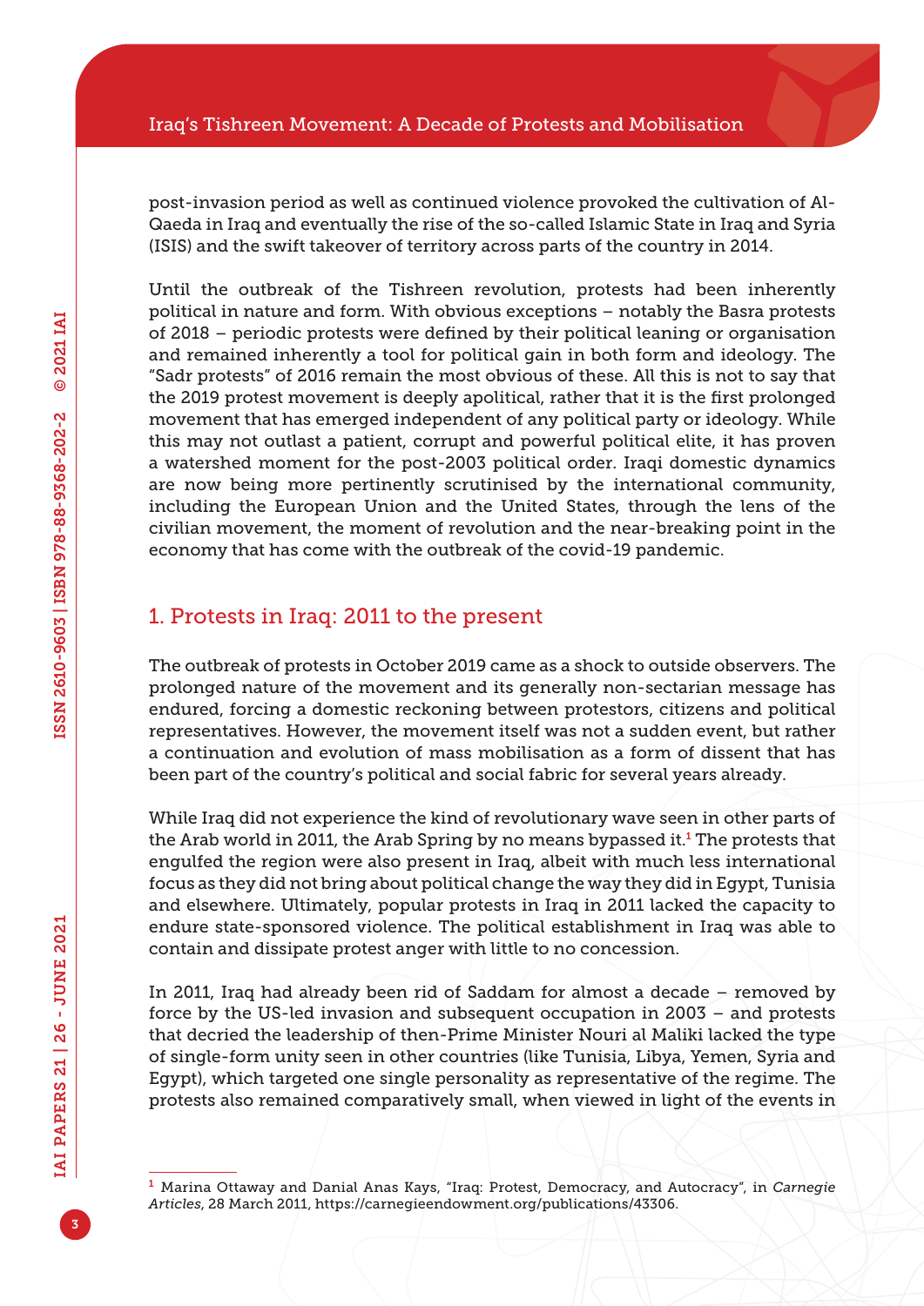post-invasion period as well as continued violence provoked the cultivation of Al-Qaeda in Iraq and eventually the rise of the so-called Islamic State in Iraq and Syria (ISIS) and the swift takeover of territory across parts of the country in 2014.

Until the outbreak of the Tishreen revolution, protests had been inherently political in nature and form. With obvious exceptions – notably the Basra protests of 2018 – periodic protests were defined by their political leaning or organisation and remained inherently a tool for political gain in both form and ideology. The "Sadr protests" of 2016 remain the most obvious of these. All this is not to say that the 2019 protest movement is deeply apolitical, rather that it is the first prolonged movement that has emerged independent of any political party or ideology. While this may not outlast a patient, corrupt and powerful political elite, it has proven a watershed moment for the post-2003 political order. Iraqi domestic dynamics are now being more pertinently scrutinised by the international community, including the European Union and the United States, through the lens of the civilian movement, the moment of revolution and the near-breaking point in the economy that has come with the outbreak of the covid-19 pandemic.

## 1. Protests in Iraq: 2011 to the present

The outbreak of protests in October 2019 came as a shock to outside observers. The prolonged nature of the movement and its generally non-sectarian message has endured, forcing a domestic reckoning between protestors, citizens and political representatives. However, the movement itself was not a sudden event, but rather a continuation and evolution of mass mobilisation as a form of dissent that has been part of the country's political and social fabric for several years already.

While Iraq did not experience the kind of revolutionary wave seen in other parts of the Arab world in 2011, the Arab Spring by no means bypassed it.[1] The protests that engulfed the region were also present in Iraq, albeit with much less international focus as they did not bring about political change the way they did in Egypt, Tunisia and elsewhere. Ultimately, popular protests in Iraq in 2011 lacked the capacity to endure state-sponsored violence. The political establishment in Iraq was able to contain and dissipate protest anger with little to no concession.

In 2011, Iraq had already been rid of Saddam for almost a decade – removed by force by the US-led invasion and subsequent occupation in 2003 – and protests that decried the leadership of then-Prime Minister Nouri al Maliki lacked the type of single-form unity seen in other countries (like Tunisia, Libya, Yemen, Syria and Egypt), which targeted one single personality as representative of the regime. The protests also remained comparatively small, when viewed in light of the events in

---

[1] Marina Ottaway and Danial Anas Kays, "Iraq: Protest, Democracy, and Autocracy", in *Carnegie Articles*, 28 March 2011, https://carnegieendowment.org/publications/43306.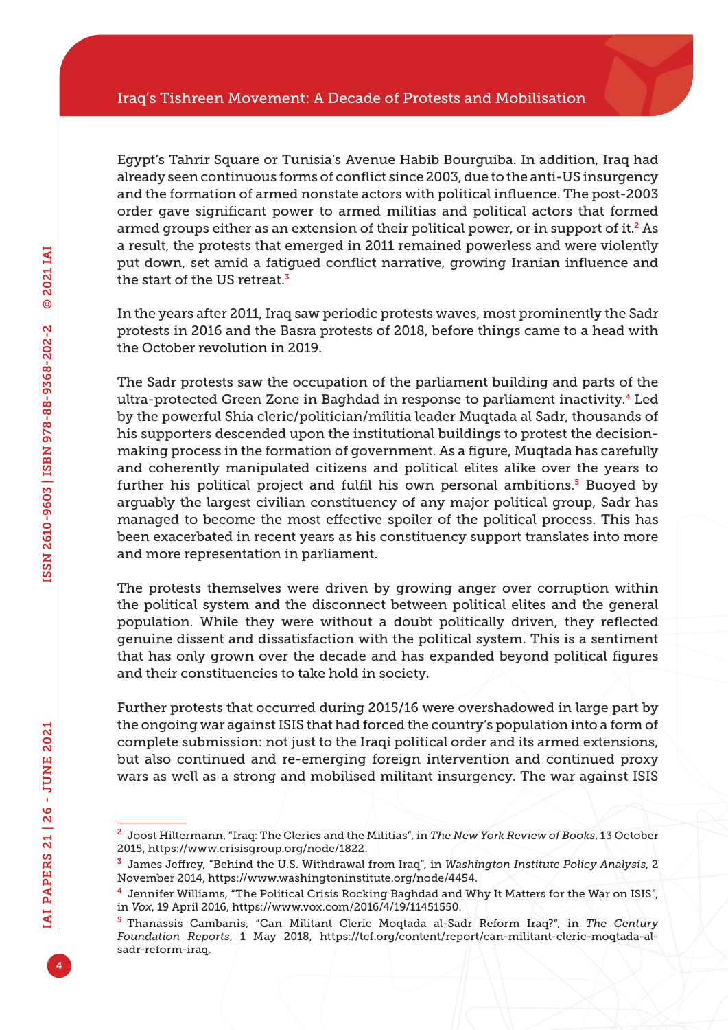Egypt's Tahrir Square or Tunisia's Avenue Habib Bourguiba. In addition, Iraq had already seen continuous forms of conflict since 2003, due to the anti-US insurgency and the formation of armed nonstate actors with political influence. The post-2003 order gave significant power to armed militias and political actors that formed armed groups either as an extension of their political power, or in support of it.[2] As a result, the protests that emerged in 2011 remained powerless and were violently put down, set amid a fatigued conflict narrative, growing Iranian influence and the start of the US retreat.[3]

In the years after 2011, Iraq saw periodic protests waves, most prominently the Sadr protests in 2016 and the Basra protests of 2018, before things came to a head with the October revolution in 2019.

The Sadr protests saw the occupation of the parliament building and parts of the ultra-protected Green Zone in Baghdad in response to parliament inactivity.[4] Led by the powerful Shia cleric/politician/militia leader Muqtada al Sadr, thousands of his supporters descended upon the institutional buildings to protest the decision-making process in the formation of government. As a figure, Muqtada has carefully and coherently manipulated citizens and political elites alike over the years to further his political project and fulfil his own personal ambitions.[5] Buoyed by arguably the largest civilian constituency of any major political group, Sadr has managed to become the most effective spoiler of the political process. This has been exacerbated in recent years as his constituency support translates into more and more representation in parliament.

The protests themselves were driven by growing anger over corruption within the political system and the disconnect between political elites and the general population. While they were without a doubt politically driven, they reflected genuine dissent and dissatisfaction with the political system. This is a sentiment that has only grown over the decade and has expanded beyond political figures and their constituencies to take hold in society.

Further protests that occurred during 2015/16 were overshadowed in large part by the ongoing war against ISIS that had forced the country's population into a form of complete submission: not just to the Iraqi political order and its armed extensions, but also continued and re-emerging foreign intervention and continued proxy wars as well as a strong and mobilised militant insurgency. The war against ISIS

---

[2] Joost Hiltermann, "Iraq: The Clerics and the Militias", in *The New York Review of Books*, 13 October 2015, https://www.crisisgroup.org/node/1822.

[3] James Jeffrey, "Behind the U.S. Withdrawal from Iraq", in *Washington Institute Policy Analysis*, 2 November 2014, https://www.washingtoninstitute.org/node/4454.

[4] Jennifer Williams, "The Political Crisis Rocking Baghdad and Why It Matters for the War on ISIS", in *Vox*, 19 April 2016, https://www.vox.com/2016/4/19/11451550.

[5] Thanassis Cambanis, "Can Militant Cleric Moqtada al-Sadr Reform Iraq?", in *The Century Foundation Reports*, 1 May 2018, https://tcf.org/content/report/can-militant-cleric-moqtada-al-sadr-reform-iraq.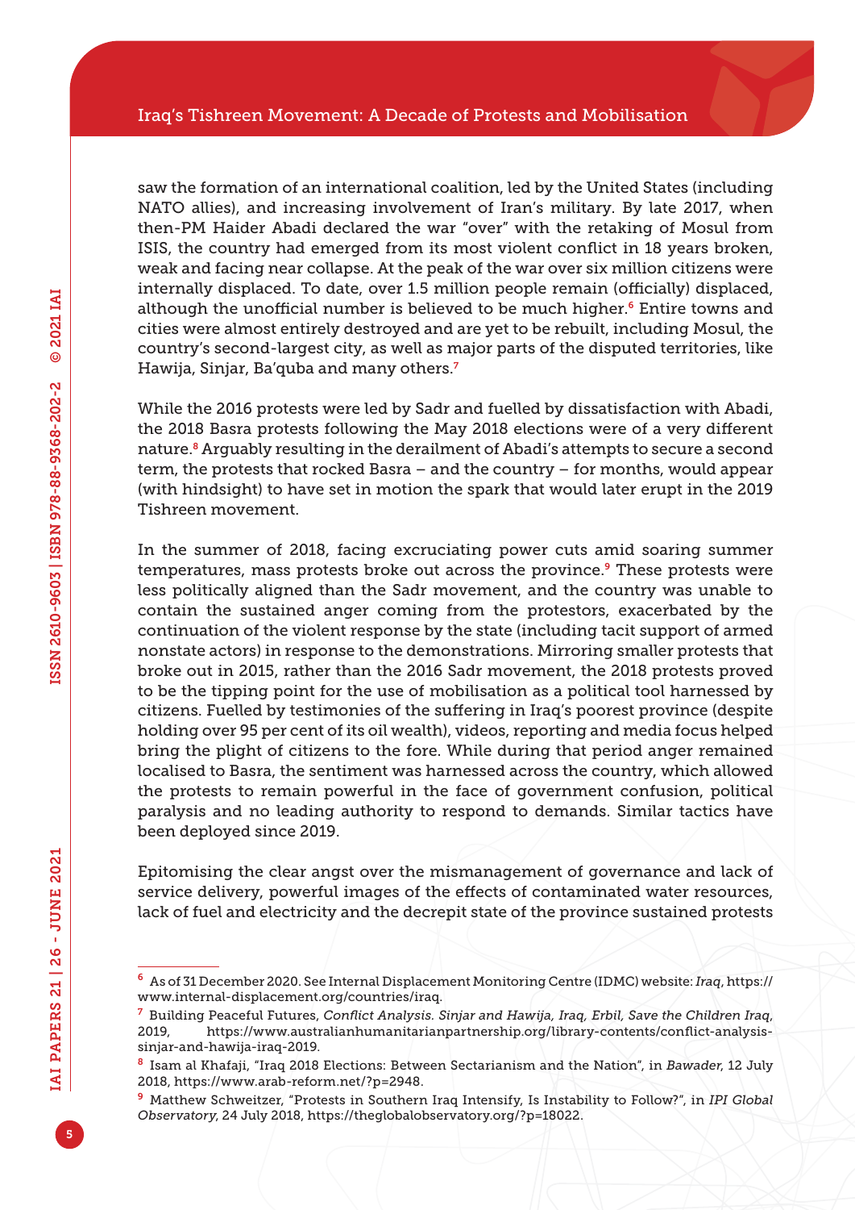saw the formation of an international coalition, led by the United States (including NATO allies), and increasing involvement of Iran's military. By late 2017, when then-PM Haider Abadi declared the war "over" with the retaking of Mosul from ISIS, the country had emerged from its most violent conflict in 18 years broken, weak and facing near collapse. At the peak of the war over six million citizens were internally displaced. To date, over 1.5 million people remain (officially) displaced, although the unofficial number is believed to be much higher.[6] Entire towns and cities were almost entirely destroyed and are yet to be rebuilt, including Mosul, the country's second-largest city, as well as major parts of the disputed territories, like Hawija, Sinjar, Ba'quba and many others.[7]

While the 2016 protests were led by Sadr and fuelled by dissatisfaction with Abadi, the 2018 Basra protests following the May 2018 elections were of a very different nature.[8] Arguably resulting in the derailment of Abadi's attempts to secure a second term, the protests that rocked Basra – and the country – for months, would appear (with hindsight) to have set in motion the spark that would later erupt in the 2019 Tishreen movement.

In the summer of 2018, facing excruciating power cuts amid soaring summer temperatures, mass protests broke out across the province.[9] These protests were less politically aligned than the Sadr movement, and the country was unable to contain the sustained anger coming from the protestors, exacerbated by the continuation of the violent response by the state (including tacit support of armed nonstate actors) in response to the demonstrations. Mirroring smaller protests that broke out in 2015, rather than the 2016 Sadr movement, the 2018 protests proved to be the tipping point for the use of mobilisation as a political tool harnessed by citizens. Fuelled by testimonies of the suffering in Iraq's poorest province (despite holding over 95 per cent of its oil wealth), videos, reporting and media focus helped bring the plight of citizens to the fore. While during that period anger remained localised to Basra, the sentiment was harnessed across the country, which allowed the protests to remain powerful in the face of government confusion, political paralysis and no leading authority to respond to demands. Similar tactics have been deployed since 2019.

Epitomising the clear angst over the mismanagement of governance and lack of service delivery, powerful images of the effects of contaminated water resources, lack of fuel and electricity and the decrepit state of the province sustained protests

---

[6] As of 31 December 2020. See Internal Displacement Monitoring Centre (IDMC) website: *Iraq*, https://www.internal-displacement.org/countries/iraq.

[7] Building Peaceful Futures, *Conflict Analysis. Sinjar and Hawija, Iraq, Erbil, Save the Children Iraq*, 2019, https://www.australianhumanitarianpartnership.org/library-contents/conflict-analysis-sinjar-and-hawija-iraq-2019.

[8] Isam al Khafaji, "Iraq 2018 Elections: Between Sectarianism and the Nation", in *Bawader*, 12 July 2018, https://www.arab-reform.net/?p=2948.

[9] Matthew Schweitzer, "Protests in Southern Iraq Intensify, Is Instability to Follow?", in *IPI Global Observatory*, 24 July 2018, https://theglobalobservatory.org/?p=18022.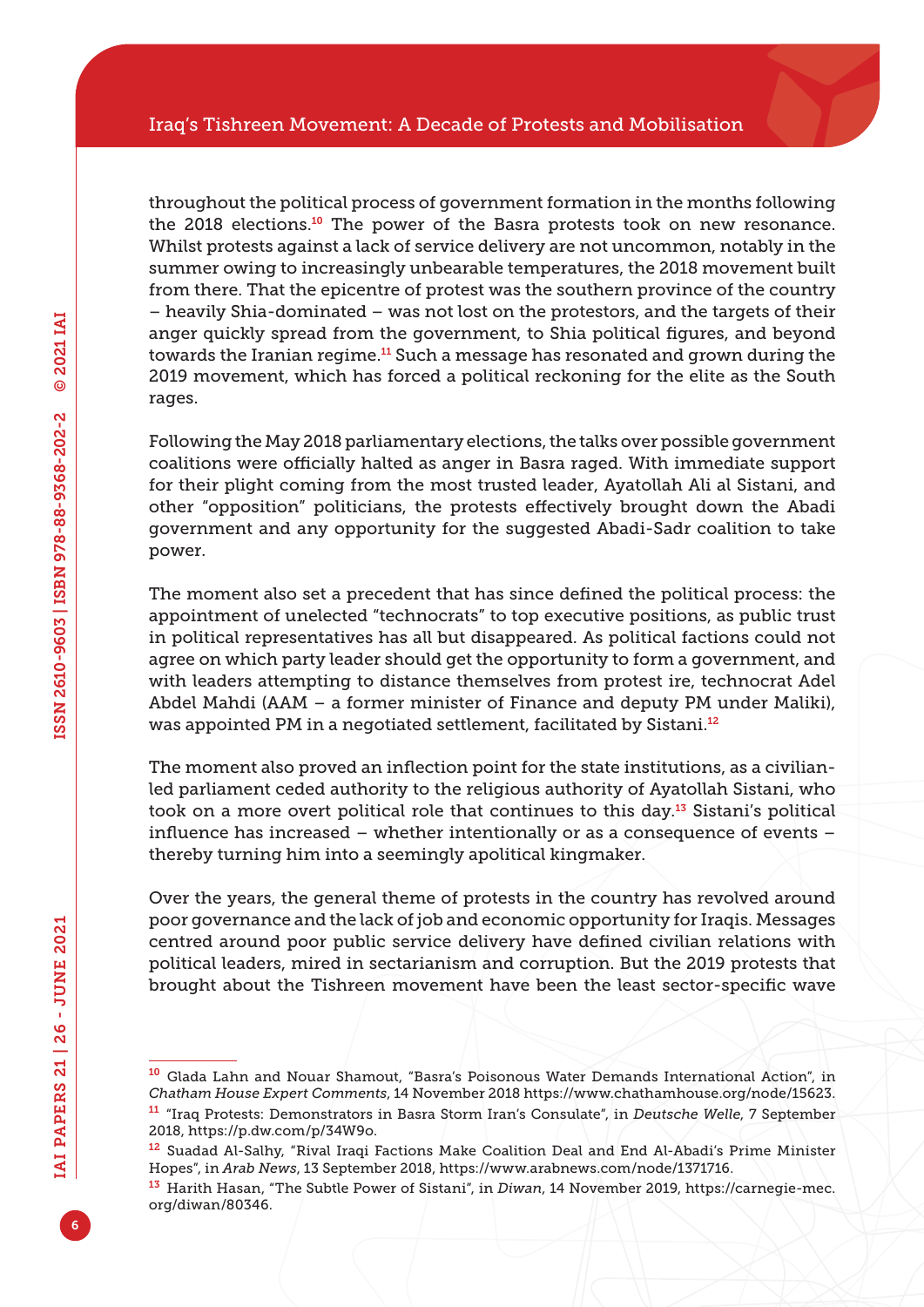throughout the political process of government formation in the months following the 2018 elections.[10] The power of the Basra protests took on new resonance. Whilst protests against a lack of service delivery are not uncommon, notably in the summer owing to increasingly unbearable temperatures, the 2018 movement built from there. That the epicentre of protest was the southern province of the country – heavily Shia-dominated – was not lost on the protestors, and the targets of their anger quickly spread from the government, to Shia political figures, and beyond towards the Iranian regime.[11] Such a message has resonated and grown during the 2019 movement, which has forced a political reckoning for the elite as the South rages.

Following the May 2018 parliamentary elections, the talks over possible government coalitions were officially halted as anger in Basra raged. With immediate support for their plight coming from the most trusted leader, Ayatollah Ali al Sistani, and other "opposition" politicians, the protests effectively brought down the Abadi government and any opportunity for the suggested Abadi-Sadr coalition to take power.

The moment also set a precedent that has since defined the political process: the appointment of unelected "technocrats" to top executive positions, as public trust in political representatives has all but disappeared. As political factions could not agree on which party leader should get the opportunity to form a government, and with leaders attempting to distance themselves from protest ire, technocrat Adel Abdel Mahdi (AAM – a former minister of Finance and deputy PM under Maliki), was appointed PM in a negotiated settlement, facilitated by Sistani.[12]

The moment also proved an inflection point for the state institutions, as a civilian-led parliament ceded authority to the religious authority of Ayatollah Sistani, who took on a more overt political role that continues to this day.[13] Sistani's political influence has increased – whether intentionally or as a consequence of events – thereby turning him into a seemingly apolitical kingmaker.

Over the years, the general theme of protests in the country has revolved around poor governance and the lack of job and economic opportunity for Iraqis. Messages centred around poor public service delivery have defined civilian relations with political leaders, mired in sectarianism and corruption. But the 2019 protests that brought about the Tishreen movement have been the least sector-specific wave

---

[10] Glada Lahn and Nouar Shamout, "Basra's Poisonous Water Demands International Action", in *Chatham House Expert Comments*, 14 November 2018 https://www.chathamhouse.org/node/15623.

[11] "Iraq Protests: Demonstrators in Basra Storm Iran's Consulate", in *Deutsche Welle*, 7 September 2018, https://p.dw.com/p/34W9o.

[12] Suadad Al-Salhy, "Rival Iraqi Factions Make Coalition Deal and End Al-Abadi's Prime Minister Hopes", in *Arab News*, 13 September 2018, https://www.arabnews.com/node/1371716.

[13] Harith Hasan, "The Subtle Power of Sistani", in *Diwan*, 14 November 2019, https://carnegie-mec.org/diwan/80346.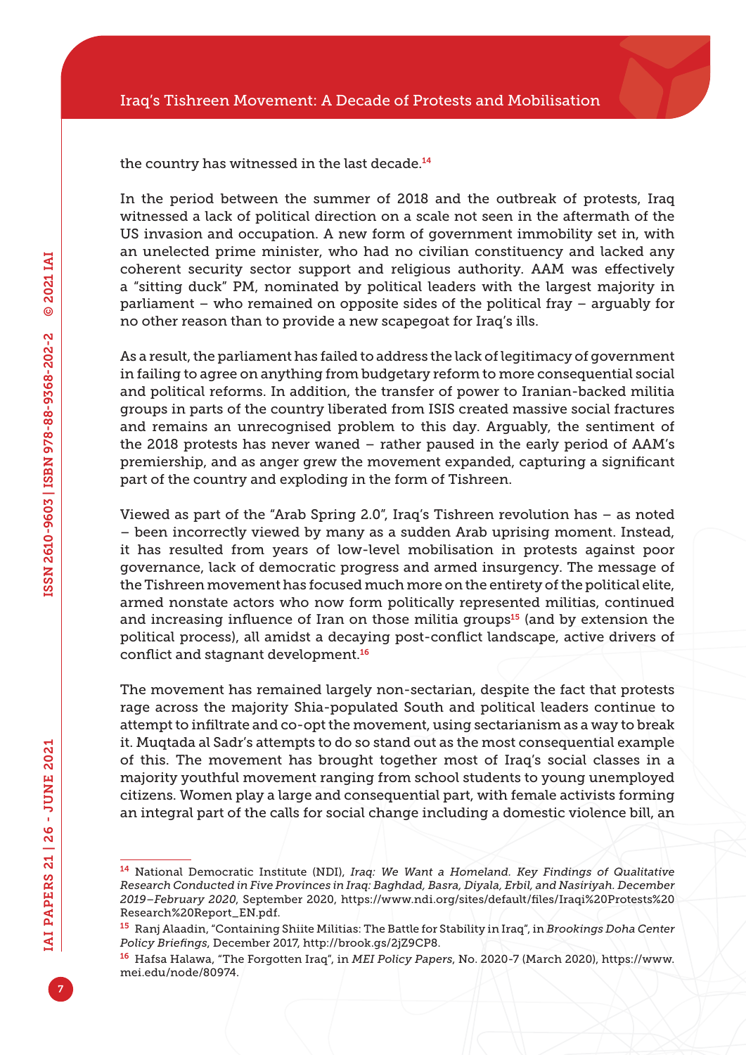the country has witnessed in the last decade.[14]

In the period between the summer of 2018 and the outbreak of protests, Iraq witnessed a lack of political direction on a scale not seen in the aftermath of the US invasion and occupation. A new form of government immobility set in, with an unelected prime minister, who had no civilian constituency and lacked any coherent security sector support and religious authority. AAM was effectively a "sitting duck" PM, nominated by political leaders with the largest majority in parliament – who remained on opposite sides of the political fray – arguably for no other reason than to provide a new scapegoat for Iraq's ills.

As a result, the parliament has failed to address the lack of legitimacy of government in failing to agree on anything from budgetary reform to more consequential social and political reforms. In addition, the transfer of power to Iranian-backed militia groups in parts of the country liberated from ISIS created massive social fractures and remains an unrecognised problem to this day. Arguably, the sentiment of the 2018 protests has never waned – rather paused in the early period of AAM's premiership, and as anger grew the movement expanded, capturing a significant part of the country and exploding in the form of Tishreen.

Viewed as part of the "Arab Spring 2.0", Iraq's Tishreen revolution has – as noted – been incorrectly viewed by many as a sudden Arab uprising moment. Instead, it has resulted from years of low-level mobilisation in protests against poor governance, lack of democratic progress and armed insurgency. The message of the Tishreen movement has focused much more on the entirety of the political elite, armed nonstate actors who now form politically represented militias, continued and increasing influence of Iran on those militia groups[15] (and by extension the political process), all amidst a decaying post-conflict landscape, active drivers of conflict and stagnant development.[16]

The movement has remained largely non-sectarian, despite the fact that protests rage across the majority Shia-populated South and political leaders continue to attempt to infiltrate and co-opt the movement, using sectarianism as a way to break it. Muqtada al Sadr's attempts to do so stand out as the most consequential example of this. The movement has brought together most of Iraq's social classes in a majority youthful movement ranging from school students to young unemployed citizens. Women play a large and consequential part, with female activists forming an integral part of the calls for social change including a domestic violence bill, an

---

[14] National Democratic Institute (NDI), *Iraq: We Want a Homeland. Key Findings of Qualitative Research Conducted in Five Provinces in Iraq: Baghdad, Basra, Diyala, Erbil, and Nasiriyah. December 2019–February 2020*, September 2020, https://www.ndi.org/sites/default/files/Iraqi%20Protests%20Research%20Report_EN.pdf.

[15] Ranj Alaadin, "Containing Shiite Militias: The Battle for Stability in Iraq", in *Brookings Doha Center Policy Briefings*, December 2017, http://brook.gs/2jZ9CP8.

[16] Hafsa Halawa, "The Forgotten Iraq", in *MEI Policy Papers*, No. 2020-7 (March 2020), https://www.mei.edu/node/80974.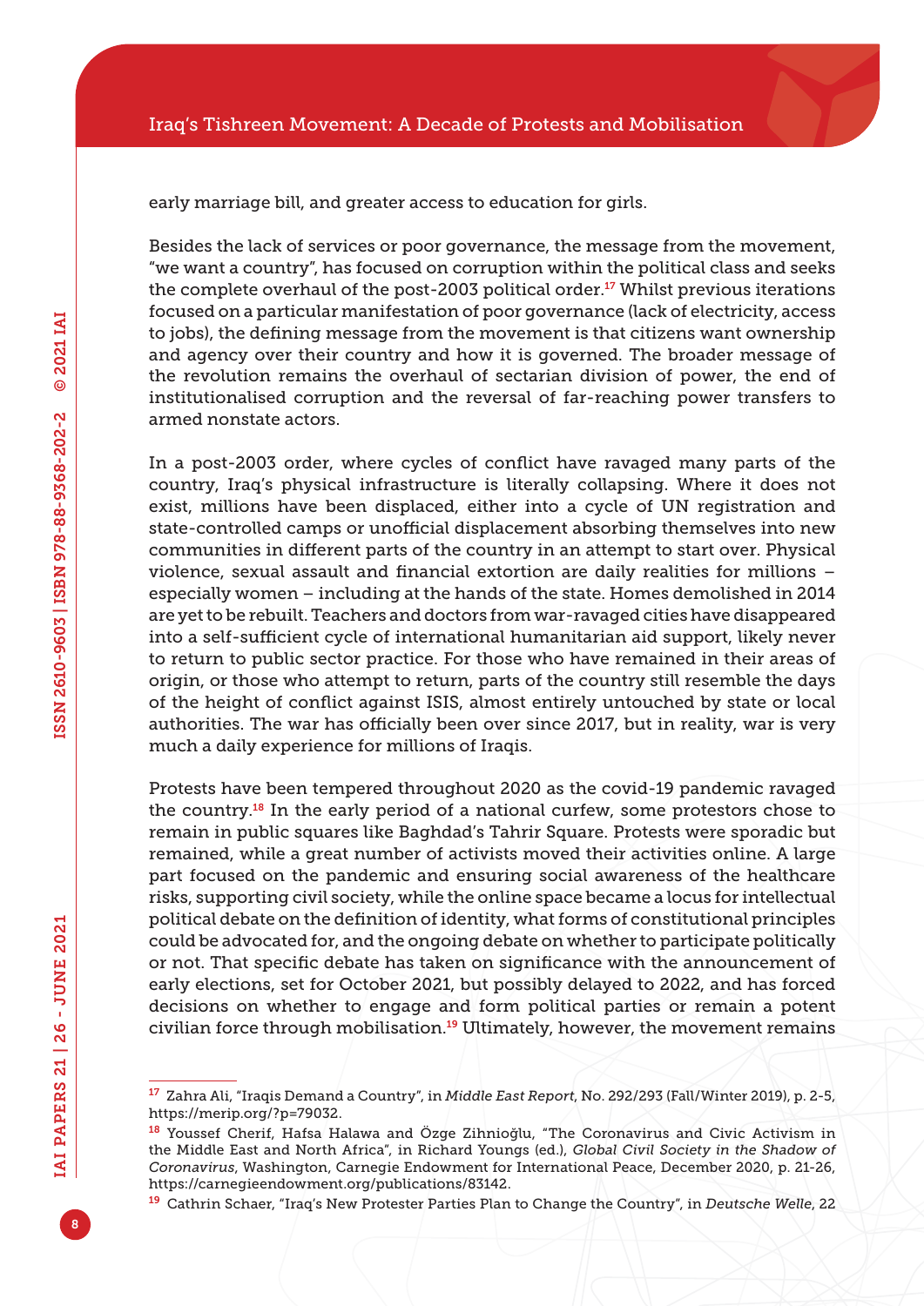early marriage bill, and greater access to education for girls.

Besides the lack of services or poor governance, the message from the movement, "we want a country", has focused on corruption within the political class and seeks the complete overhaul of the post-2003 political order.[17] Whilst previous iterations focused on a particular manifestation of poor governance (lack of electricity, access to jobs), the defining message from the movement is that citizens want ownership and agency over their country and how it is governed. The broader message of the revolution remains the overhaul of sectarian division of power, the end of institutionalised corruption and the reversal of far-reaching power transfers to armed nonstate actors.

In a post-2003 order, where cycles of conflict have ravaged many parts of the country, Iraq's physical infrastructure is literally collapsing. Where it does not exist, millions have been displaced, either into a cycle of UN registration and state-controlled camps or unofficial displacement absorbing themselves into new communities in different parts of the country in an attempt to start over. Physical violence, sexual assault and financial extortion are daily realities for millions – especially women – including at the hands of the state. Homes demolished in 2014 are yet to be rebuilt. Teachers and doctors from war-ravaged cities have disappeared into a self-sufficient cycle of international humanitarian aid support, likely never to return to public sector practice. For those who have remained in their areas of origin, or those who attempt to return, parts of the country still resemble the days of the height of conflict against ISIS, almost entirely untouched by state or local authorities. The war has officially been over since 2017, but in reality, war is very much a daily experience for millions of Iraqis.

Protests have been tempered throughout 2020 as the covid-19 pandemic ravaged the country.[18] In the early period of a national curfew, some protestors chose to remain in public squares like Baghdad's Tahrir Square. Protests were sporadic but remained, while a great number of activists moved their activities online. A large part focused on the pandemic and ensuring social awareness of the healthcare risks, supporting civil society, while the online space became a locus for intellectual political debate on the definition of identity, what forms of constitutional principles could be advocated for, and the ongoing debate on whether to participate politically or not. That specific debate has taken on significance with the announcement of early elections, set for October 2021, but possibly delayed to 2022, and has forced decisions on whether to engage and form political parties or remain a potent civilian force through mobilisation.[19] Ultimately, however, the movement remains

[17] Zahra Ali, "Iraqis Demand a Country", in *Middle East Report*, No. 292/293 (Fall/Winter 2019), p. 2-5, https://merip.org/?p=79032.

[18] Youssef Cherif, Hafsa Halawa and Özge Zihnioğlu, "The Coronavirus and Civic Activism in the Middle East and North Africa", in Richard Youngs (ed.), *Global Civil Society in the Shadow of Coronavirus*, Washington, Carnegie Endowment for International Peace, December 2020, p. 21-26, https://carnegieendowment.org/publications/83142.

[19] Cathrin Schaer, "Iraq's New Protester Parties Plan to Change the Country", in *Deutsche Welle*, 22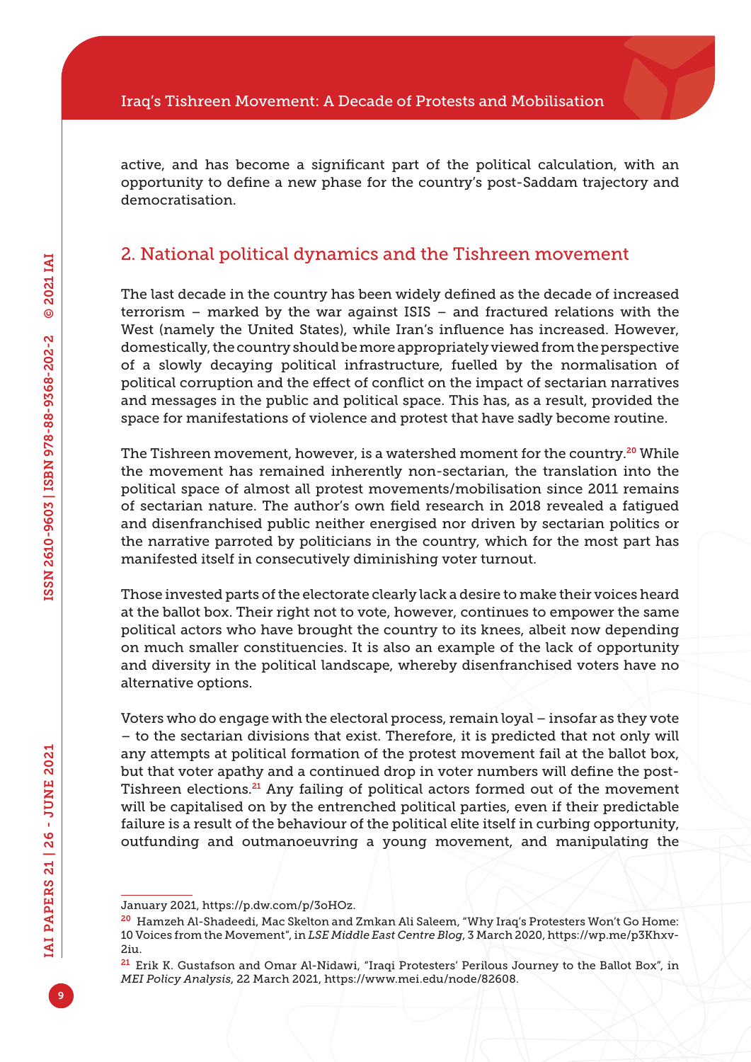active, and has become a significant part of the political calculation, with an opportunity to define a new phase for the country's post-Saddam trajectory and democratisation.

## 2. National political dynamics and the Tishreen movement

The last decade in the country has been widely defined as the decade of increased terrorism – marked by the war against ISIS – and fractured relations with the West (namely the United States), while Iran's influence has increased. However, domestically, the country should be more appropriately viewed from the perspective of a slowly decaying political infrastructure, fuelled by the normalisation of political corruption and the effect of conflict on the impact of sectarian narratives and messages in the public and political space. This has, as a result, provided the space for manifestations of violence and protest that have sadly become routine.

The Tishreen movement, however, is a watershed moment for the country.[20] While the movement has remained inherently non-sectarian, the translation into the political space of almost all protest movements/mobilisation since 2011 remains of sectarian nature. The author's own field research in 2018 revealed a fatigued and disenfranchised public neither energised nor driven by sectarian politics or the narrative parroted by politicians in the country, which for the most part has manifested itself in consecutively diminishing voter turnout.

Those invested parts of the electorate clearly lack a desire to make their voices heard at the ballot box. Their right not to vote, however, continues to empower the same political actors who have brought the country to its knees, albeit now depending on much smaller constituencies. It is also an example of the lack of opportunity and diversity in the political landscape, whereby disenfranchised voters have no alternative options.

Voters who do engage with the electoral process, remain loyal – insofar as they vote – to the sectarian divisions that exist. Therefore, it is predicted that not only will any attempts at political formation of the protest movement fail at the ballot box, but that voter apathy and a continued drop in voter numbers will define the post-Tishreen elections.[21] Any failing of political actors formed out of the movement will be capitalised on by the entrenched political parties, even if their predictable failure is a result of the behaviour of the political elite itself in curbing opportunity, outfunding and outmanoeuvring a young movement, and manipulating the

---

January 2021, https://p.dw.com/p/3oHOz.

[20] Hamzeh Al-Shadeedi, Mac Skelton and Zmkan Ali Saleem, "Why Iraq's Protesters Won't Go Home: 10 Voices from the Movement", in *LSE Middle East Centre Blog*, 3 March 2020, https://wp.me/p3Khxv-2iu.

[21] Erik K. Gustafson and Omar Al-Nidawi, "Iraqi Protesters' Perilous Journey to the Ballot Box", in *MEI Policy Analysis*, 22 March 2021, https://www.mei.edu/node/82608.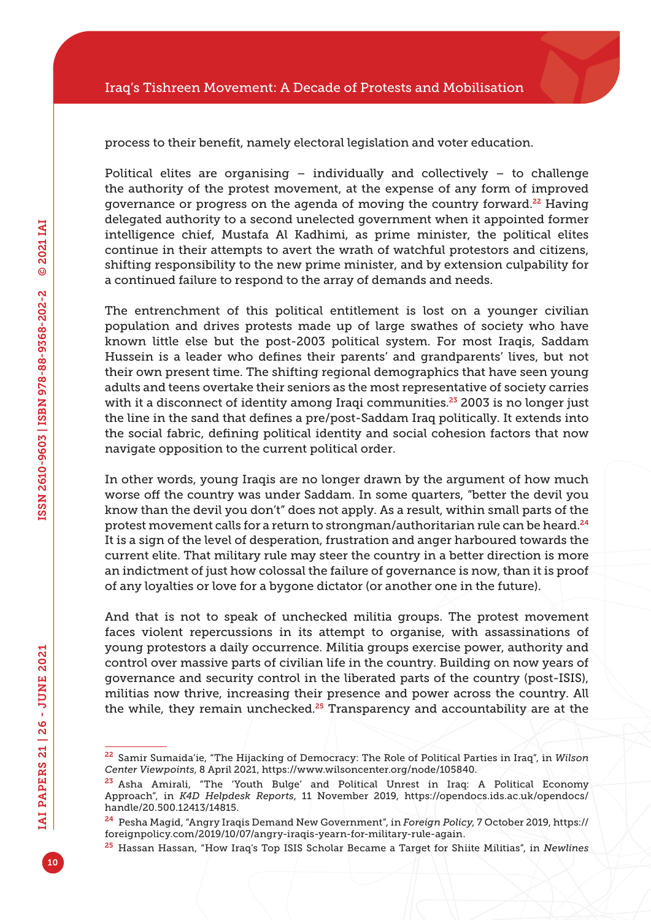process to their benefit, namely electoral legislation and voter education.

Political elites are organising – individually and collectively – to challenge the authority of the protest movement, at the expense of any form of improved governance or progress on the agenda of moving the country forward.[22] Having delegated authority to a second unelected government when it appointed former intelligence chief, Mustafa Al Kadhimi, as prime minister, the political elites continue in their attempts to avert the wrath of watchful protestors and citizens, shifting responsibility to the new prime minister, and by extension culpability for a continued failure to respond to the array of demands and needs.

The entrenchment of this political entitlement is lost on a younger civilian population and drives protests made up of large swathes of society who have known little else but the post-2003 political system. For most Iraqis, Saddam Hussein is a leader who defines their parents' and grandparents' lives, but not their own present time. The shifting regional demographics that have seen young adults and teens overtake their seniors as the most representative of society carries with it a disconnect of identity among Iraqi communities.[23] 2003 is no longer just the line in the sand that defines a pre/post-Saddam Iraq politically. It extends into the social fabric, defining political identity and social cohesion factors that now navigate opposition to the current political order.

In other words, young Iraqis are no longer drawn by the argument of how much worse off the country was under Saddam. In some quarters, "better the devil you know than the devil you don't" does not apply. As a result, within small parts of the protest movement calls for a return to strongman/authoritarian rule can be heard.[24] It is a sign of the level of desperation, frustration and anger harboured towards the current elite. That military rule may steer the country in a better direction is more an indictment of just how colossal the failure of governance is now, than it is proof of any loyalties or love for a bygone dictator (or another one in the future).

And that is not to speak of unchecked militia groups. The protest movement faces violent repercussions in its attempt to organise, with assassinations of young protestors a daily occurrence. Militia groups exercise power, authority and control over massive parts of civilian life in the country. Building on now years of governance and security control in the liberated parts of the country (post-ISIS), militias now thrive, increasing their presence and power across the country. All the while, they remain unchecked.[25] Transparency and accountability are at the

---

[22] Samir Sumaida'ie, "The Hijacking of Democracy: The Role of Political Parties in Iraq", in *Wilson Center Viewpoints*, 8 April 2021, https://www.wilsoncenter.org/node/105840.

[23] Asha Amirali, "The 'Youth Bulge' and Political Unrest in Iraq: A Political Economy Approach", in *K4D Helpdesk Reports*, 11 November 2019, https://opendocs.ids.ac.uk/opendocs/handle/20.500.12413/14815.

[24] Pesha Magid, "Angry Iraqis Demand New Government", in *Foreign Policy*, 7 October 2019, https://foreignpolicy.com/2019/10/07/angry-iraqis-yearn-for-military-rule-again.

[25] Hassan Hassan, "How Iraq's Top ISIS Scholar Became a Target for Shiite Militias", in *Newlines*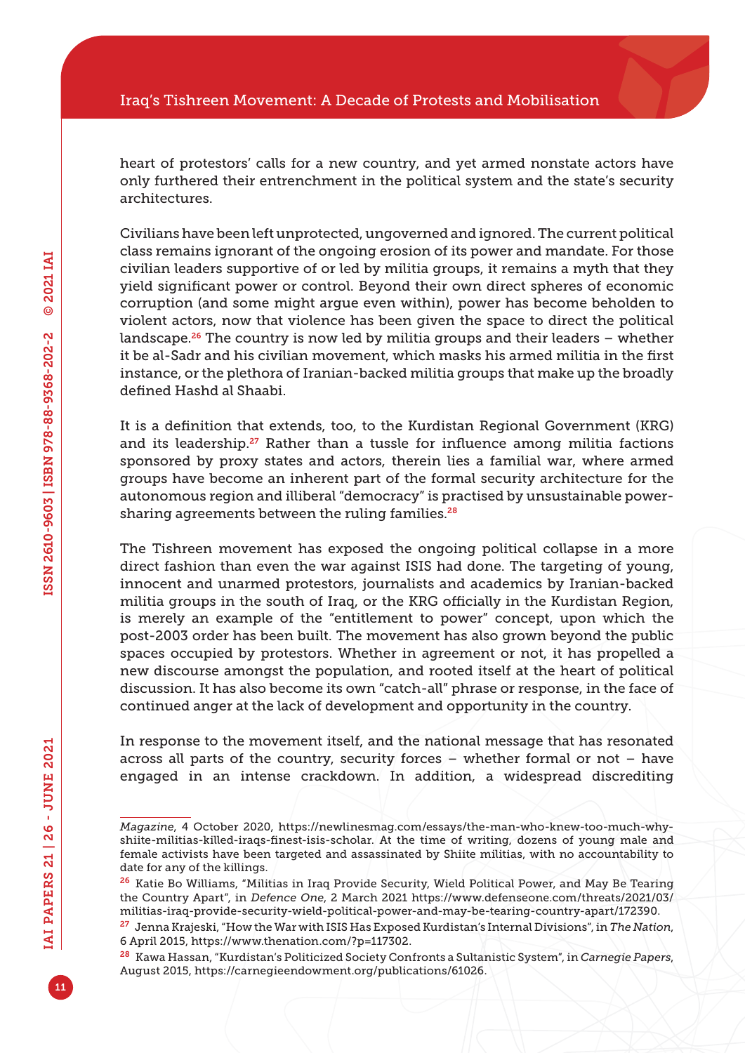heart of protestors' calls for a new country, and yet armed nonstate actors have only furthered their entrenchment in the political system and the state's security architectures.

Civilians have been left unprotected, ungoverned and ignored. The current political class remains ignorant of the ongoing erosion of its power and mandate. For those civilian leaders supportive of or led by militia groups, it remains a myth that they yield significant power or control. Beyond their own direct spheres of economic corruption (and some might argue even within), power has become beholden to violent actors, now that violence has been given the space to direct the political landscape.[26] The country is now led by militia groups and their leaders – whether it be al-Sadr and his civilian movement, which masks his armed militia in the first instance, or the plethora of Iranian-backed militia groups that make up the broadly defined Hashd al Shaabi.

It is a definition that extends, too, to the Kurdistan Regional Government (KRG) and its leadership.[27] Rather than a tussle for influence among militia factions sponsored by proxy states and actors, therein lies a familial war, where armed groups have become an inherent part of the formal security architecture for the autonomous region and illiberal "democracy" is practised by unsustainable power-sharing agreements between the ruling families.[28]

The Tishreen movement has exposed the ongoing political collapse in a more direct fashion than even the war against ISIS had done. The targeting of young, innocent and unarmed protestors, journalists and academics by Iranian-backed militia groups in the south of Iraq, or the KRG officially in the Kurdistan Region, is merely an example of the "entitlement to power" concept, upon which the post-2003 order has been built. The movement has also grown beyond the public spaces occupied by protestors. Whether in agreement or not, it has propelled a new discourse amongst the population, and rooted itself at the heart of political discussion. It has also become its own "catch-all" phrase or response, in the face of continued anger at the lack of development and opportunity in the country.

In response to the movement itself, and the national message that has resonated across all parts of the country, security forces – whether formal or not – have engaged in an intense crackdown. In addition, a widespread discrediting

---

*Magazine*, 4 October 2020, https://newlinesmag.com/essays/the-man-who-knew-too-much-why-shiite-militias-killed-iraqs-finest-isis-scholar. At the time of writing, dozens of young male and female activists have been targeted and assassinated by Shiite militias, with no accountability to date for any of the killings.

[26] Katie Bo Williams, "Militias in Iraq Provide Security, Wield Political Power, and May Be Tearing the Country Apart", in *Defence One*, 2 March 2021 https://www.defenseone.com/threats/2021/03/militias-iraq-provide-security-wield-political-power-and-may-be-tearing-country-apart/172390.

[27] Jenna Krajeski, "How the War with ISIS Has Exposed Kurdistan's Internal Divisions", in *The Nation*, 6 April 2015, https://www.thenation.com/?p=117302.

[28] Kawa Hassan, "Kurdistan's Politicized Society Confronts a Sultanistic System", in *Carnegie Papers*, August 2015, https://carnegieendowment.org/publications/61026.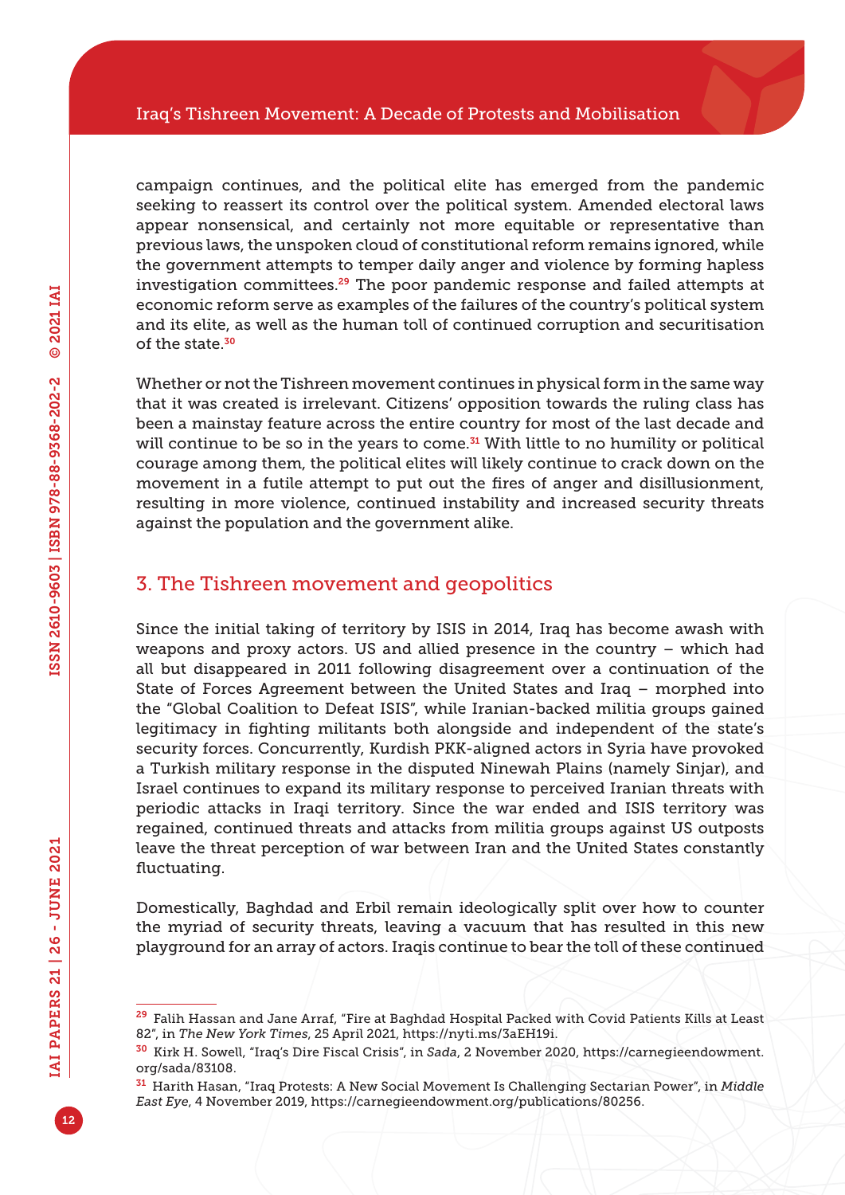campaign continues, and the political elite has emerged from the pandemic seeking to reassert its control over the political system. Amended electoral laws appear nonsensical, and certainly not more equitable or representative than previous laws, the unspoken cloud of constitutional reform remains ignored, while the government attempts to temper daily anger and violence by forming hapless investigation committees.[29] The poor pandemic response and failed attempts at economic reform serve as examples of the failures of the country's political system and its elite, as well as the human toll of continued corruption and securitisation of the state.[30]

Whether or not the Tishreen movement continues in physical form in the same way that it was created is irrelevant. Citizens' opposition towards the ruling class has been a mainstay feature across the entire country for most of the last decade and will continue to be so in the years to come.[31] With little to no humility or political courage among them, the political elites will likely continue to crack down on the movement in a futile attempt to put out the fires of anger and disillusionment, resulting in more violence, continued instability and increased security threats against the population and the government alike.

## 3. The Tishreen movement and geopolitics

Since the initial taking of territory by ISIS in 2014, Iraq has become awash with weapons and proxy actors. US and allied presence in the country – which had all but disappeared in 2011 following disagreement over a continuation of the State of Forces Agreement between the United States and Iraq – morphed into the "Global Coalition to Defeat ISIS", while Iranian-backed militia groups gained legitimacy in fighting militants both alongside and independent of the state's security forces. Concurrently, Kurdish PKK-aligned actors in Syria have provoked a Turkish military response in the disputed Ninewah Plains (namely Sinjar), and Israel continues to expand its military response to perceived Iranian threats with periodic attacks in Iraqi territory. Since the war ended and ISIS territory was regained, continued threats and attacks from militia groups against US outposts leave the threat perception of war between Iran and the United States constantly fluctuating.

Domestically, Baghdad and Erbil remain ideologically split over how to counter the myriad of security threats, leaving a vacuum that has resulted in this new playground for an array of actors. Iraqis continue to bear the toll of these continued

---

[29] Falih Hassan and Jane Arraf, "Fire at Baghdad Hospital Packed with Covid Patients Kills at Least 82", in *The New York Times*, 25 April 2021, https://nyti.ms/3aEH19i.

[30] Kirk H. Sowell, "Iraq's Dire Fiscal Crisis", in *Sada*, 2 November 2020, https://carnegieendowment.org/sada/83108.

[31] Harith Hasan, "Iraq Protests: A New Social Movement Is Challenging Sectarian Power", in *Middle East Eye*, 4 November 2019, https://carnegieendowment.org/publications/80256.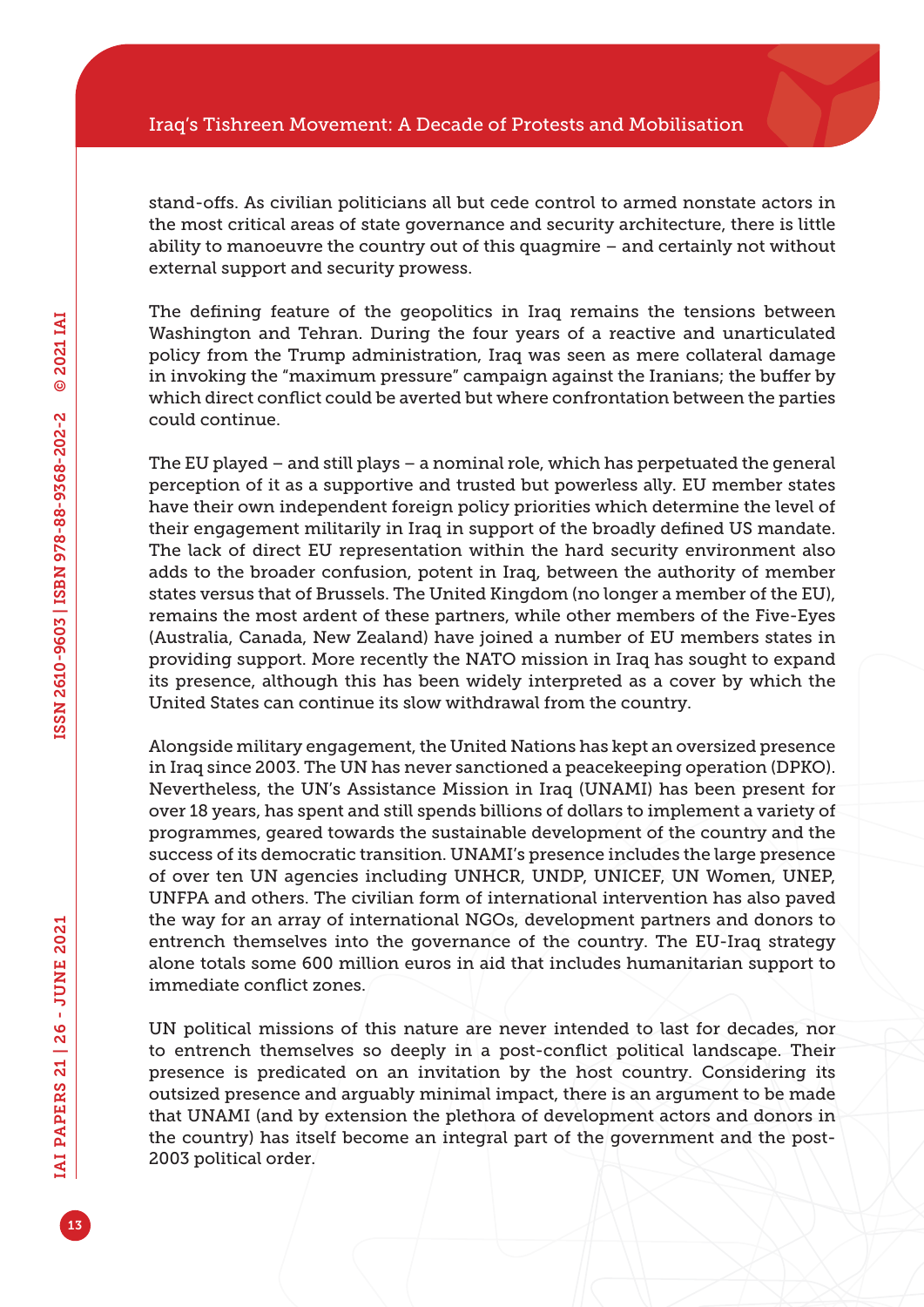stand-offs. As civilian politicians all but cede control to armed nonstate actors in the most critical areas of state governance and security architecture, there is little ability to manoeuvre the country out of this quagmire – and certainly not without external support and security prowess.

The defining feature of the geopolitics in Iraq remains the tensions between Washington and Tehran. During the four years of a reactive and unarticulated policy from the Trump administration, Iraq was seen as mere collateral damage in invoking the "maximum pressure" campaign against the Iranians; the buffer by which direct conflict could be averted but where confrontation between the parties could continue.

The EU played – and still plays – a nominal role, which has perpetuated the general perception of it as a supportive and trusted but powerless ally. EU member states have their own independent foreign policy priorities which determine the level of their engagement militarily in Iraq in support of the broadly defined US mandate. The lack of direct EU representation within the hard security environment also adds to the broader confusion, potent in Iraq, between the authority of member states versus that of Brussels. The United Kingdom (no longer a member of the EU), remains the most ardent of these partners, while other members of the Five-Eyes (Australia, Canada, New Zealand) have joined a number of EU members states in providing support. More recently the NATO mission in Iraq has sought to expand its presence, although this has been widely interpreted as a cover by which the United States can continue its slow withdrawal from the country.

Alongside military engagement, the United Nations has kept an oversized presence in Iraq since 2003. The UN has never sanctioned a peacekeeping operation (DPKO). Nevertheless, the UN's Assistance Mission in Iraq (UNAMI) has been present for over 18 years, has spent and still spends billions of dollars to implement a variety of programmes, geared towards the sustainable development of the country and the success of its democratic transition. UNAMI's presence includes the large presence of over ten UN agencies including UNHCR, UNDP, UNICEF, UN Women, UNEP, UNFPA and others. The civilian form of international intervention has also paved the way for an array of international NGOs, development partners and donors to entrench themselves into the governance of the country. The EU-Iraq strategy alone totals some 600 million euros in aid that includes humanitarian support to immediate conflict zones.

UN political missions of this nature are never intended to last for decades, nor to entrench themselves so deeply in a post-conflict political landscape. Their presence is predicated on an invitation by the host country. Considering its outsized presence and arguably minimal impact, there is an argument to be made that UNAMI (and by extension the plethora of development actors and donors in the country) has itself become an integral part of the government and the post-2003 political order.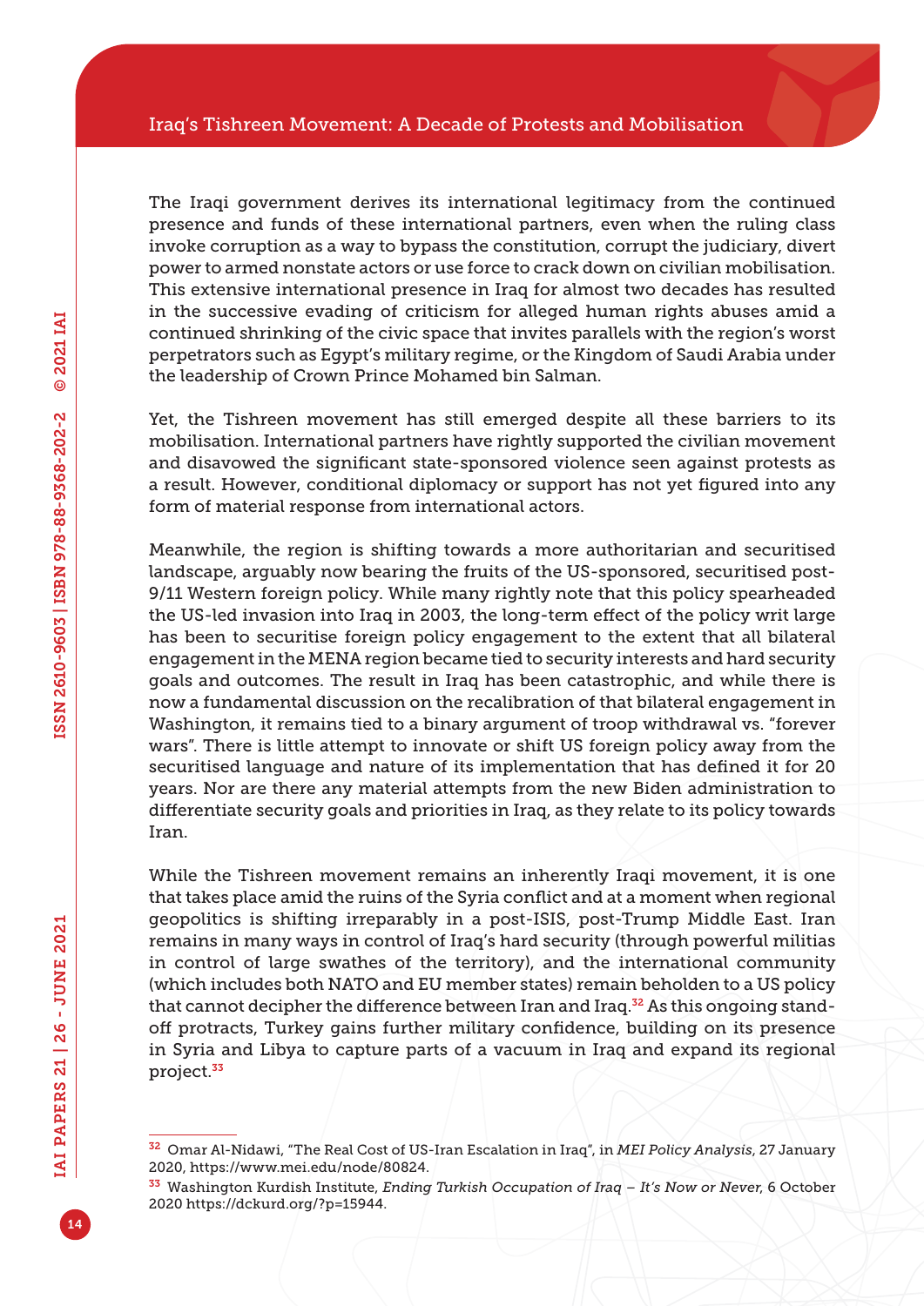The Iraqi government derives its international legitimacy from the continued presence and funds of these international partners, even when the ruling class invoke corruption as a way to bypass the constitution, corrupt the judiciary, divert power to armed nonstate actors or use force to crack down on civilian mobilisation. This extensive international presence in Iraq for almost two decades has resulted in the successive evading of criticism for alleged human rights abuses amid a continued shrinking of the civic space that invites parallels with the region's worst perpetrators such as Egypt's military regime, or the Kingdom of Saudi Arabia under the leadership of Crown Prince Mohamed bin Salman.

Yet, the Tishreen movement has still emerged despite all these barriers to its mobilisation. International partners have rightly supported the civilian movement and disavowed the significant state-sponsored violence seen against protests as a result. However, conditional diplomacy or support has not yet figured into any form of material response from international actors.

Meanwhile, the region is shifting towards a more authoritarian and securitised landscape, arguably now bearing the fruits of the US-sponsored, securitised post-9/11 Western foreign policy. While many rightly note that this policy spearheaded the US-led invasion into Iraq in 2003, the long-term effect of the policy writ large has been to securitise foreign policy engagement to the extent that all bilateral engagement in the MENA region became tied to security interests and hard security goals and outcomes. The result in Iraq has been catastrophic, and while there is now a fundamental discussion on the recalibration of that bilateral engagement in Washington, it remains tied to a binary argument of troop withdrawal vs. "forever wars". There is little attempt to innovate or shift US foreign policy away from the securitised language and nature of its implementation that has defined it for 20 years. Nor are there any material attempts from the new Biden administration to differentiate security goals and priorities in Iraq, as they relate to its policy towards Iran.

While the Tishreen movement remains an inherently Iraqi movement, it is one that takes place amid the ruins of the Syria conflict and at a moment when regional geopolitics is shifting irreparably in a post-ISIS, post-Trump Middle East. Iran remains in many ways in control of Iraq's hard security (through powerful militias in control of large swathes of the territory), and the international community (which includes both NATO and EU member states) remain beholden to a US policy that cannot decipher the difference between Iran and Iraq.[32] As this ongoing stand-off protracts, Turkey gains further military confidence, building on its presence in Syria and Libya to capture parts of a vacuum in Iraq and expand its regional project.[33]

---

[32] Omar Al-Nidawi, "The Real Cost of US-Iran Escalation in Iraq", in *MEI Policy Analysis*, 27 January 2020, https://www.mei.edu/node/80824.

[33] Washington Kurdish Institute, *Ending Turkish Occupation of Iraq – It's Now or Never*, 6 October 2020 https://dckurd.org/?p=15944.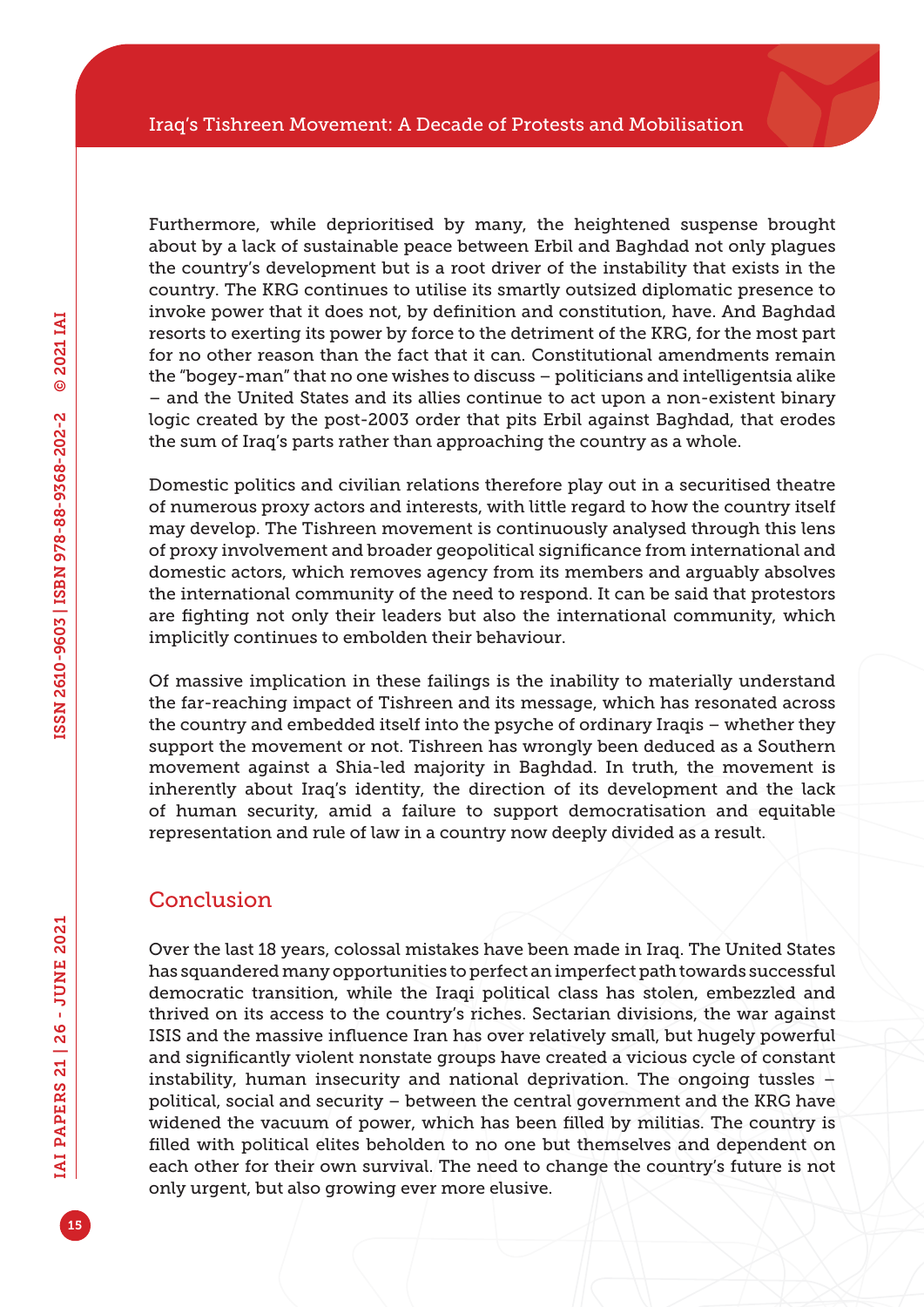Furthermore, while deprioritised by many, the heightened suspense brought about by a lack of sustainable peace between Erbil and Baghdad not only plagues the country's development but is a root driver of the instability that exists in the country. The KRG continues to utilise its smartly outsized diplomatic presence to invoke power that it does not, by definition and constitution, have. And Baghdad resorts to exerting its power by force to the detriment of the KRG, for the most part for no other reason than the fact that it can. Constitutional amendments remain the "bogey-man" that no one wishes to discuss – politicians and intelligentsia alike – and the United States and its allies continue to act upon a non-existent binary logic created by the post-2003 order that pits Erbil against Baghdad, that erodes the sum of Iraq's parts rather than approaching the country as a whole.

Domestic politics and civilian relations therefore play out in a securitised theatre of numerous proxy actors and interests, with little regard to how the country itself may develop. The Tishreen movement is continuously analysed through this lens of proxy involvement and broader geopolitical significance from international and domestic actors, which removes agency from its members and arguably absolves the international community of the need to respond. It can be said that protestors are fighting not only their leaders but also the international community, which implicitly continues to embolden their behaviour.

Of massive implication in these failings is the inability to materially understand the far-reaching impact of Tishreen and its message, which has resonated across the country and embedded itself into the psyche of ordinary Iraqis – whether they support the movement or not. Tishreen has wrongly been deduced as a Southern movement against a Shia-led majority in Baghdad. In truth, the movement is inherently about Iraq's identity, the direction of its development and the lack of human security, amid a failure to support democratisation and equitable representation and rule of law in a country now deeply divided as a result.

## Conclusion

Over the last 18 years, colossal mistakes have been made in Iraq. The United States has squandered many opportunities to perfect an imperfect path towards successful democratic transition, while the Iraqi political class has stolen, embezzled and thrived on its access to the country's riches. Sectarian divisions, the war against ISIS and the massive influence Iran has over relatively small, but hugely powerful and significantly violent nonstate groups have created a vicious cycle of constant instability, human insecurity and national deprivation. The ongoing tussles – political, social and security – between the central government and the KRG have widened the vacuum of power, which has been filled by militias. The country is filled with political elites beholden to no one but themselves and dependent on each other for their own survival. The need to change the country's future is not only urgent, but also growing ever more elusive.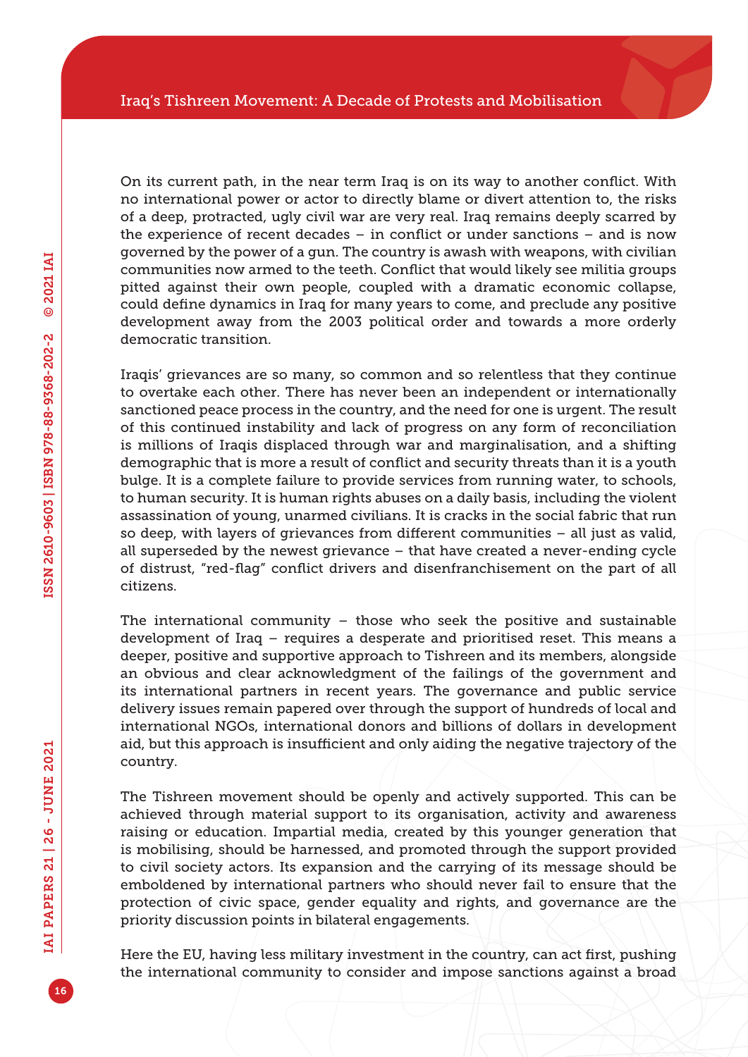On its current path, in the near term Iraq is on its way to another conflict. With no international power or actor to directly blame or divert attention to, the risks of a deep, protracted, ugly civil war are very real. Iraq remains deeply scarred by the experience of recent decades – in conflict or under sanctions – and is now governed by the power of a gun. The country is awash with weapons, with civilian communities now armed to the teeth. Conflict that would likely see militia groups pitted against their own people, coupled with a dramatic economic collapse, could define dynamics in Iraq for many years to come, and preclude any positive development away from the 2003 political order and towards a more orderly democratic transition.

Iraqis' grievances are so many, so common and so relentless that they continue to overtake each other. There has never been an independent or internationally sanctioned peace process in the country, and the need for one is urgent. The result of this continued instability and lack of progress on any form of reconciliation is millions of Iraqis displaced through war and marginalisation, and a shifting demographic that is more a result of conflict and security threats than it is a youth bulge. It is a complete failure to provide services from running water, to schools, to human security. It is human rights abuses on a daily basis, including the violent assassination of young, unarmed civilians. It is cracks in the social fabric that run so deep, with layers of grievances from different communities – all just as valid, all superseded by the newest grievance – that have created a never-ending cycle of distrust, "red-flag" conflict drivers and disenfranchisement on the part of all citizens.

The international community – those who seek the positive and sustainable development of Iraq – requires a desperate and prioritised reset. This means a deeper, positive and supportive approach to Tishreen and its members, alongside an obvious and clear acknowledgment of the failings of the government and its international partners in recent years. The governance and public service delivery issues remain papered over through the support of hundreds of local and international NGOs, international donors and billions of dollars in development aid, but this approach is insufficient and only aiding the negative trajectory of the country.

The Tishreen movement should be openly and actively supported. This can be achieved through material support to its organisation, activity and awareness raising or education. Impartial media, created by this younger generation that is mobilising, should be harnessed, and promoted through the support provided to civil society actors. Its expansion and the carrying of its message should be emboldened by international partners who should never fail to ensure that the protection of civic space, gender equality and rights, and governance are the priority discussion points in bilateral engagements.

Here the EU, having less military investment in the country, can act first, pushing the international community to consider and impose sanctions against a broad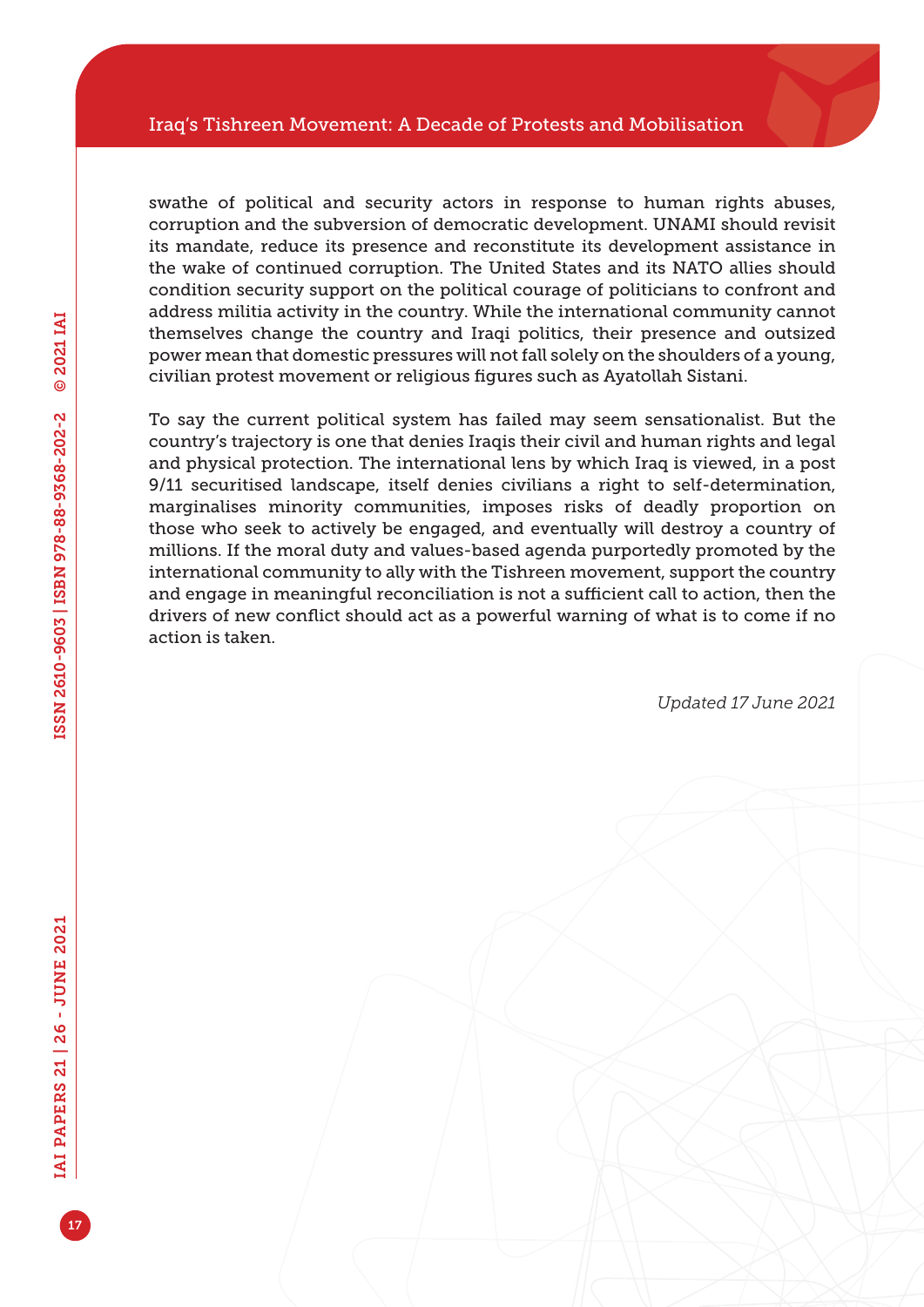swathe of political and security actors in response to human rights abuses, corruption and the subversion of democratic development. UNAMI should revisit its mandate, reduce its presence and reconstitute its development assistance in the wake of continued corruption. The United States and its NATO allies should condition security support on the political courage of politicians to confront and address militia activity in the country. While the international community cannot themselves change the country and Iraqi politics, their presence and outsized power mean that domestic pressures will not fall solely on the shoulders of a young, civilian protest movement or religious figures such as Ayatollah Sistani.

To say the current political system has failed may seem sensationalist. But the country's trajectory is one that denies Iraqis their civil and human rights and legal and physical protection. The international lens by which Iraq is viewed, in a post 9/11 securitised landscape, itself denies civilians a right to self-determination, marginalises minority communities, imposes risks of deadly proportion on those who seek to actively be engaged, and eventually will destroy a country of millions. If the moral duty and values-based agenda purportedly promoted by the international community to ally with the Tishreen movement, support the country and engage in meaningful reconciliation is not a sufficient call to action, then the drivers of new conflict should act as a powerful warning of what is to come if no action is taken.

*Updated 17 June 2021*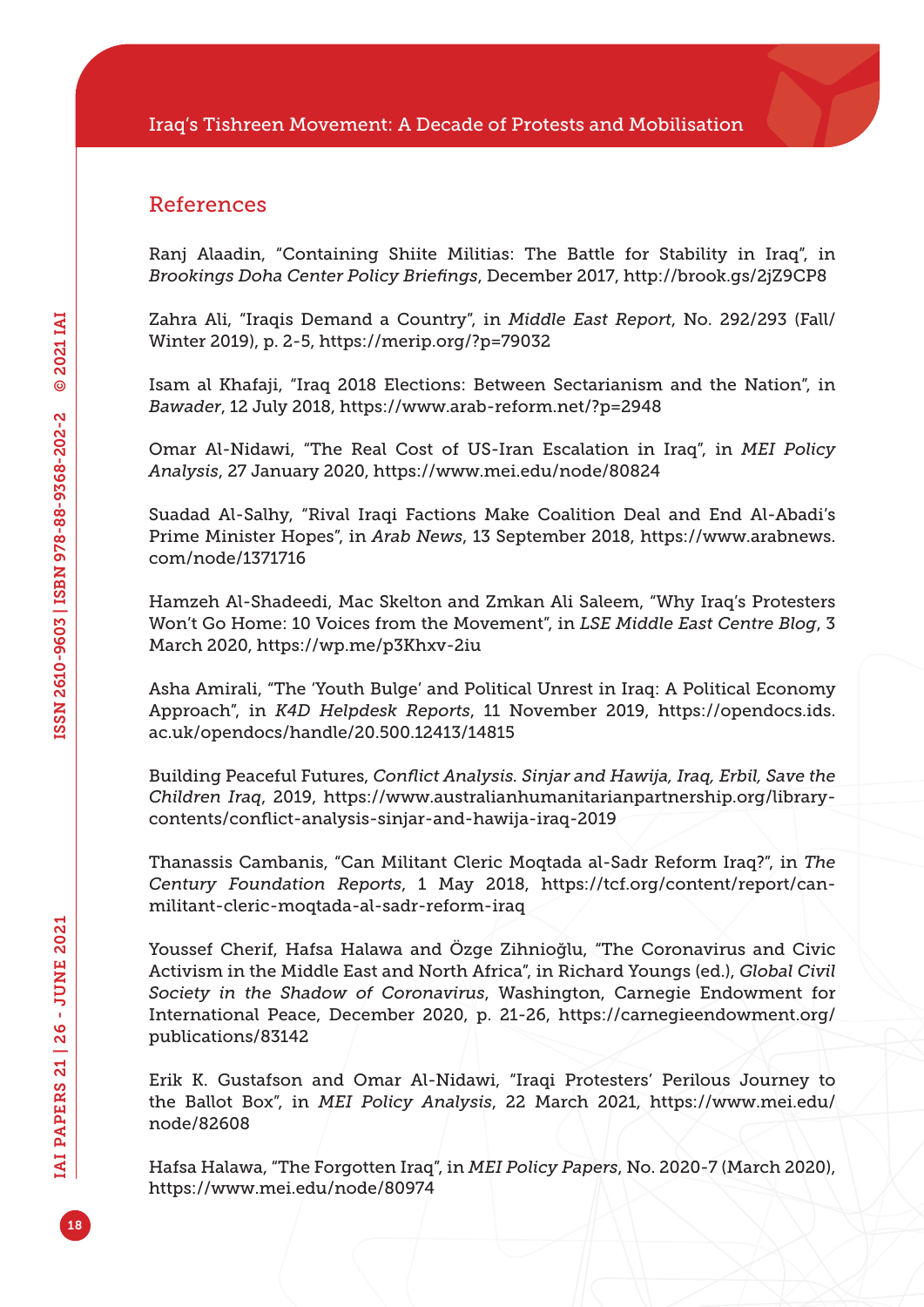## References

Ranj Alaadin, "Containing Shiite Militias: The Battle for Stability in Iraq", in *Brookings Doha Center Policy Briefings*, December 2017, http://brook.gs/2jZ9CP8

Zahra Ali, "Iraqis Demand a Country", in *Middle East Report*, No. 292/293 (Fall/Winter 2019), p. 2-5, https://merip.org/?p=79032

Isam al Khafaji, "Iraq 2018 Elections: Between Sectarianism and the Nation", in *Bawader*, 12 July 2018, https://www.arab-reform.net/?p=2948

Omar Al-Nidawi, "The Real Cost of US-Iran Escalation in Iraq", in *MEI Policy Analysis*, 27 January 2020, https://www.mei.edu/node/80824

Suadad Al-Salhy, "Rival Iraqi Factions Make Coalition Deal and End Al-Abadi's Prime Minister Hopes", in *Arab News*, 13 September 2018, https://www.arabnews.com/node/1371716

Hamzeh Al-Shadeedi, Mac Skelton and Zmkan Ali Saleem, "Why Iraq's Protesters Won't Go Home: 10 Voices from the Movement", in *LSE Middle East Centre Blog*, 3 March 2020, https://wp.me/p3Khxv-2iu

Asha Amirali, "The 'Youth Bulge' and Political Unrest in Iraq: A Political Economy Approach", in *K4D Helpdesk Reports*, 11 November 2019, https://opendocs.ids.ac.uk/opendocs/handle/20.500.12413/14815

Building Peaceful Futures, *Conflict Analysis. Sinjar and Hawija, Iraq, Erbil, Save the Children Iraq*, 2019, https://www.australianhumanitarianpartnership.org/library-contents/conflict-analysis-sinjar-and-hawija-iraq-2019

Thanassis Cambanis, "Can Militant Cleric Moqtada al-Sadr Reform Iraq?", in *The Century Foundation Reports*, 1 May 2018, https://tcf.org/content/report/can-militant-cleric-moqtada-al-sadr-reform-iraq

Youssef Cherif, Hafsa Halawa and Özge Zihnioğlu, "The Coronavirus and Civic Activism in the Middle East and North Africa", in Richard Youngs (ed.), *Global Civil Society in the Shadow of Coronavirus*, Washington, Carnegie Endowment for International Peace, December 2020, p. 21-26, https://carnegieendowment.org/publications/83142

Erik K. Gustafson and Omar Al-Nidawi, "Iraqi Protesters' Perilous Journey to the Ballot Box", in *MEI Policy Analysis*, 22 March 2021, https://www.mei.edu/node/82608

Hafsa Halawa, "The Forgotten Iraq", in *MEI Policy Papers*, No. 2020-7 (March 2020), https://www.mei.edu/node/80974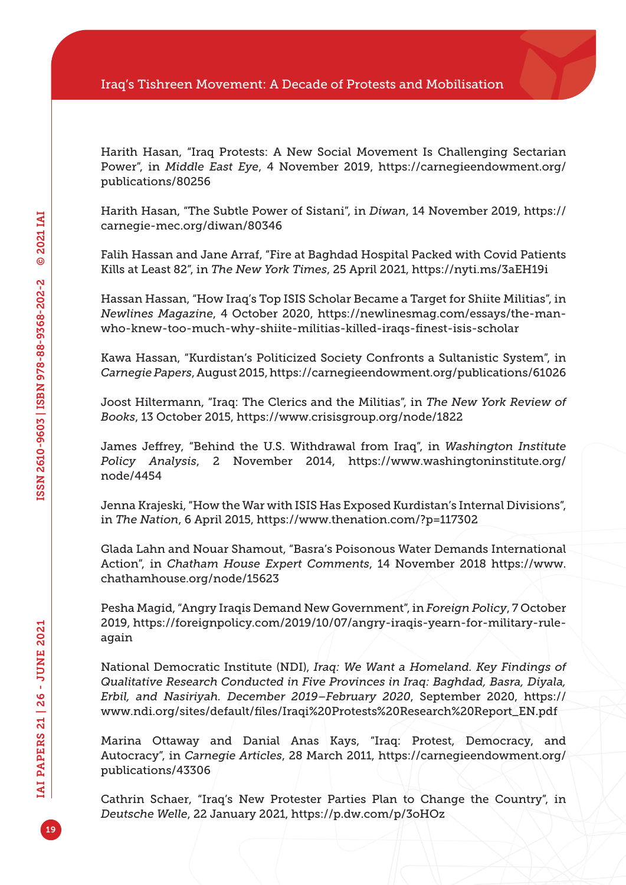Harith Hasan, “Iraq Protests: A New Social Movement Is Challenging Sectarian Power”, in *Middle East Eye*, 4 November 2019, https://carnegieendowment.org/publications/80256

Harith Hasan, “The Subtle Power of Sistani”, in *Diwan*, 14 November 2019, https://carnegie-mec.org/diwan/80346

Falih Hassan and Jane Arraf, “Fire at Baghdad Hospital Packed with Covid Patients Kills at Least 82”, in *The New York Times*, 25 April 2021, https://nyti.ms/3aEH19i

Hassan Hassan, “How Iraq’s Top ISIS Scholar Became a Target for Shiite Militias”, in *Newlines Magazine*, 4 October 2020, https://newlinesmag.com/essays/the-man-who-knew-too-much-why-shiite-militias-killed-iraqs-finest-isis-scholar

Kawa Hassan, “Kurdistan’s Politicized Society Confronts a Sultanistic System”, in *Carnegie Papers*, August 2015, https://carnegieendowment.org/publications/61026

Joost Hiltermann, “Iraq: The Clerics and the Militias”, in *The New York Review of Books*, 13 October 2015, https://www.crisisgroup.org/node/1822

James Jeffrey, “Behind the U.S. Withdrawal from Iraq”, in *Washington Institute Policy Analysis*, 2 November 2014, https://www.washingtoninstitute.org/node/4454

Jenna Krajeski, “How the War with ISIS Has Exposed Kurdistan’s Internal Divisions”, in *The Nation*, 6 April 2015, https://www.thenation.com/?p=117302

Glada Lahn and Nouar Shamout, “Basra’s Poisonous Water Demands International Action”, in *Chatham House Expert Comments*, 14 November 2018 https://www.chathamhouse.org/node/15623

Pesha Magid, “Angry Iraqis Demand New Government”, in *Foreign Policy*, 7 October 2019, https://foreignpolicy.com/2019/10/07/angry-iraqis-yearn-for-military-rule-again

National Democratic Institute (NDI), *Iraq: We Want a Homeland. Key Findings of Qualitative Research Conducted in Five Provinces in Iraq: Baghdad, Basra, Diyala, Erbil, and Nasiriyah. December 2019–February 2020*, September 2020, https://www.ndi.org/sites/default/files/Iraqi%20Protests%20Research%20Report_EN.pdf

Marina Ottaway and Danial Anas Kays, “Iraq: Protest, Democracy, and Autocracy”, in *Carnegie Articles*, 28 March 2011, https://carnegieendowment.org/publications/43306

Cathrin Schaer, “Iraq’s New Protester Parties Plan to Change the Country”, in *Deutsche Welle*, 22 January 2021, https://p.dw.com/p/3oHOz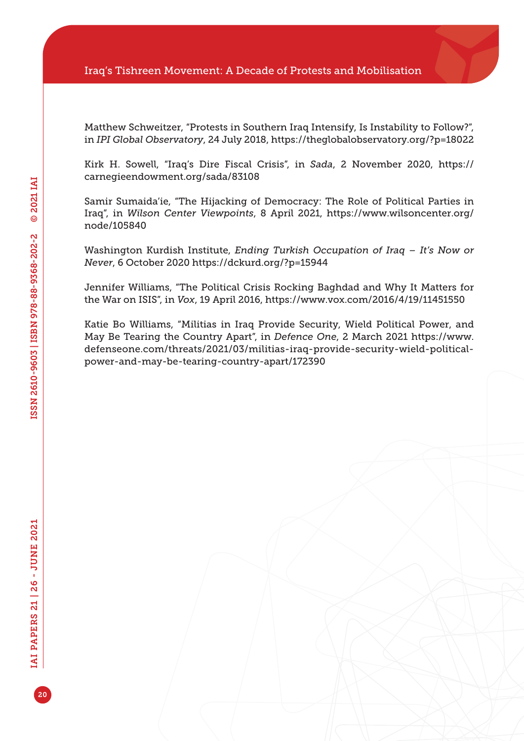Matthew Schweitzer, "Protests in Southern Iraq Intensify, Is Instability to Follow?", in *IPI Global Observatory*, 24 July 2018, https://theglobalobservatory.org/?p=18022

Kirk H. Sowell, "Iraq's Dire Fiscal Crisis", in *Sada*, 2 November 2020, https://carnegieendowment.org/sada/83108

Samir Sumaida'ie, "The Hijacking of Democracy: The Role of Political Parties in Iraq", in *Wilson Center Viewpoints*, 8 April 2021, https://www.wilsoncenter.org/node/105840

Washington Kurdish Institute, *Ending Turkish Occupation of Iraq – It's Now or Never*, 6 October 2020 https://dckurd.org/?p=15944

Jennifer Williams, "The Political Crisis Rocking Baghdad and Why It Matters for the War on ISIS", in *Vox*, 19 April 2016, https://www.vox.com/2016/4/19/11451550

Katie Bo Williams, "Militias in Iraq Provide Security, Wield Political Power, and May Be Tearing the Country Apart", in *Defence One*, 2 March 2021 https://www.defenseone.com/threats/2021/03/militias-iraq-provide-security-wield-political-power-and-may-be-tearing-country-apart/172390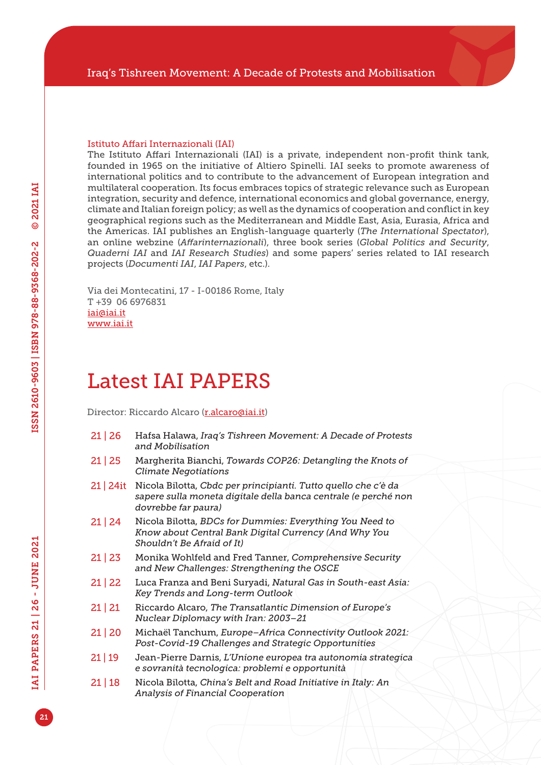Istituto Affari Internazionali (IAI)

The Istituto Affari Internazionali (IAI) is a private, independent non-profit think tank, founded in 1965 on the initiative of Altiero Spinelli. IAI seeks to promote awareness of international politics and to contribute to the advancement of European integration and multilateral cooperation. Its focus embraces topics of strategic relevance such as European integration, security and defence, international economics and global governance, energy, climate and Italian foreign policy; as well as the dynamics of cooperation and conflict in key geographical regions such as the Mediterranean and Middle East, Asia, Eurasia, Africa and the Americas. IAI publishes an English-language quarterly (*The International Spectator*), an online webzine (*Affarinternazionali*), three book series (*Global Politics and Security*, *Quaderni IAI* and *IAI Research Studies*) and some papers' series related to IAI research projects (*Documenti IAI*, *IAI Papers*, etc.).

Via dei Montecatini, 17 - I-00186 Rome, Italy
T +39 06 6976831
iai@iai.it
www.iai.it

# Latest IAI PAPERS

Director: Riccardo Alcaro (r.alcaro@iai.it)

| | |
|---|---|
| 21 \| 26 | Hafsa Halawa, *Iraq's Tishreen Movement: A Decade of Protests and Mobilisation* |
| 21 \| 25 | Margherita Bianchi, *Towards COP26: Detangling the Knots of Climate Negotiations* |
| 21 \| 24it | Nicola Bilotta, *Cbdc per principianti. Tutto quello che c'è da sapere sulla moneta digitale della banca centrale (e perché non dovrebbe far paura)* |
| 21 \| 24 | Nicola Bilotta, *BDCs for Dummies: Everything You Need to Know about Central Bank Digital Currency (And Why You Shouldn't Be Afraid of It)* |
| 21 \| 23 | Monika Wohlfeld and Fred Tanner, *Comprehensive Security and New Challenges: Strengthening the OSCE* |
| 21 \| 22 | Luca Franza and Beni Suryadi, *Natural Gas in South-east Asia: Key Trends and Long-term Outlook* |
| 21 \| 21 | Riccardo Alcaro, *The Transatlantic Dimension of Europe's Nuclear Diplomacy with Iran: 2003–21* |
| 21 \| 20 | Michaël Tanchum, *Europe–Africa Connectivity Outlook 2021: Post-Covid-19 Challenges and Strategic Opportunities* |
| 21 \| 19 | Jean-Pierre Darnis, *L'Unione europea tra autonomia strategica e sovranità tecnologica: problemi e opportunità* |
| 21 \| 18 | Nicola Bilotta, *China's Belt and Road Initiative in Italy: An Analysis of Financial Cooperation* |